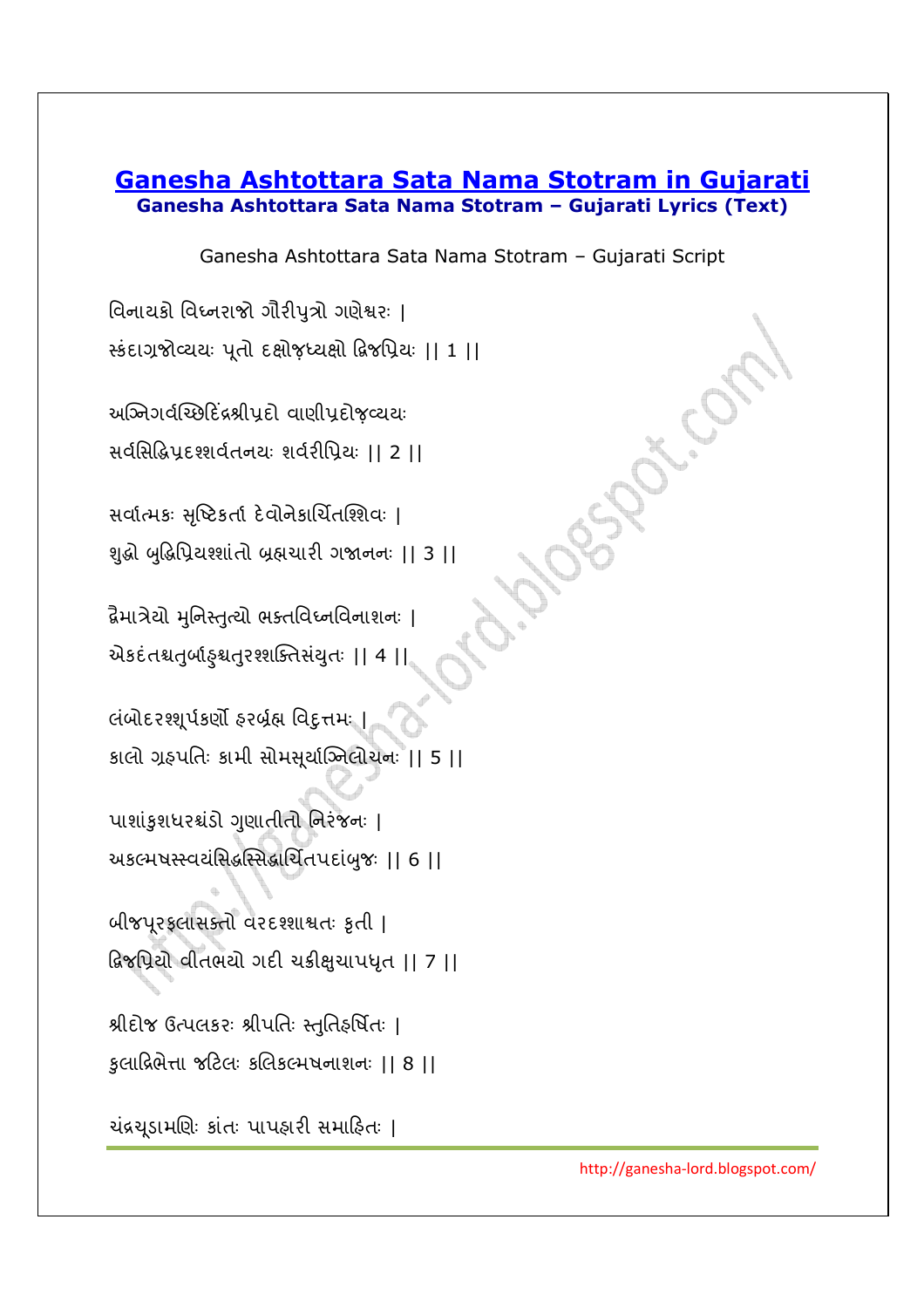# Ganesha Ashtottara Sata Nama Stotram in Gujarati

**Ganesha Ashtottara Sata Nama Stotram – Gujarati Lyrics (Text)**

Ganesha Ashtottara Sata Nama Stotram – Gujarati Script

વિનાયકો વિઘ્નરાજો ગૌરીપુત્રો ગણેશ્વરઃ |
સ્કંદાગ્રજોવ્યયઃ પૂતો દક્ષોઽધ્યક્ષો દ્વિજપ્રિયઃ || 1 ||

અગ્નિગર્વચ્છિદિંદ્રશ્રીપ્રદો વાણીપ્રદોઽવ્યયઃ
સર્વસિદ્ધિપ્રદશ્શર્વતનયઃ શર્વરીપ્રિયઃ || 2 ||

સર્વાત્મકઃ સૃષ્ટિકર્તા દેવોનેકાર્ચિતશ્શિવઃ |
શુદ્ધો બુદ્ધિપ્રિયશ્શાંતો બ્રહ્મચારી ગજાનનઃ || 3 ||

દ્વૈમાત્રેયો મુનિસ્તુત્યો ભક્તવિઘ્નવિનાશનઃ |
એકદંતશ્ચતુર્બાહુશ્ચતુરશ્શક્તિસંયુતઃ || 4 ||

લંબોદરશ્શૂર્પકર્ણો હરબ્રંહ્મ વિદુત્તમઃ |
કાલો ગ્રહપતિઃ કામી સોમસૂર્યાગ્નિલોચનઃ || 5 ||

પાશાંકુશધરશ્ચંડો ગુણાતીતો નિરંજનઃ |
અકલ્મષસ્સ્વયંસિદ્ધસ્સિદ્ધાર્ચિતપદાંબુજઃ || 6 ||

બીજપૂરફલાસક્તો વરદશ્શાશ્વતઃ કૃતી |
દ્વિજપ્રિયો વીતભયો ગદી ચક્રીક્ષુચાપધૃત || 7 ||

શ્રીદોજ ઉત્પલકરઃ શ્રીપતિઃ સ્તુતિહર્ષિતઃ |
કુલાદ્રિભેત્તા જટિલઃ કલિકલ્મષનાશનઃ || 8 ||

ચંદ્રચૂડામણિઃ કાંતઃ પાપહારી સમાહિતઃ |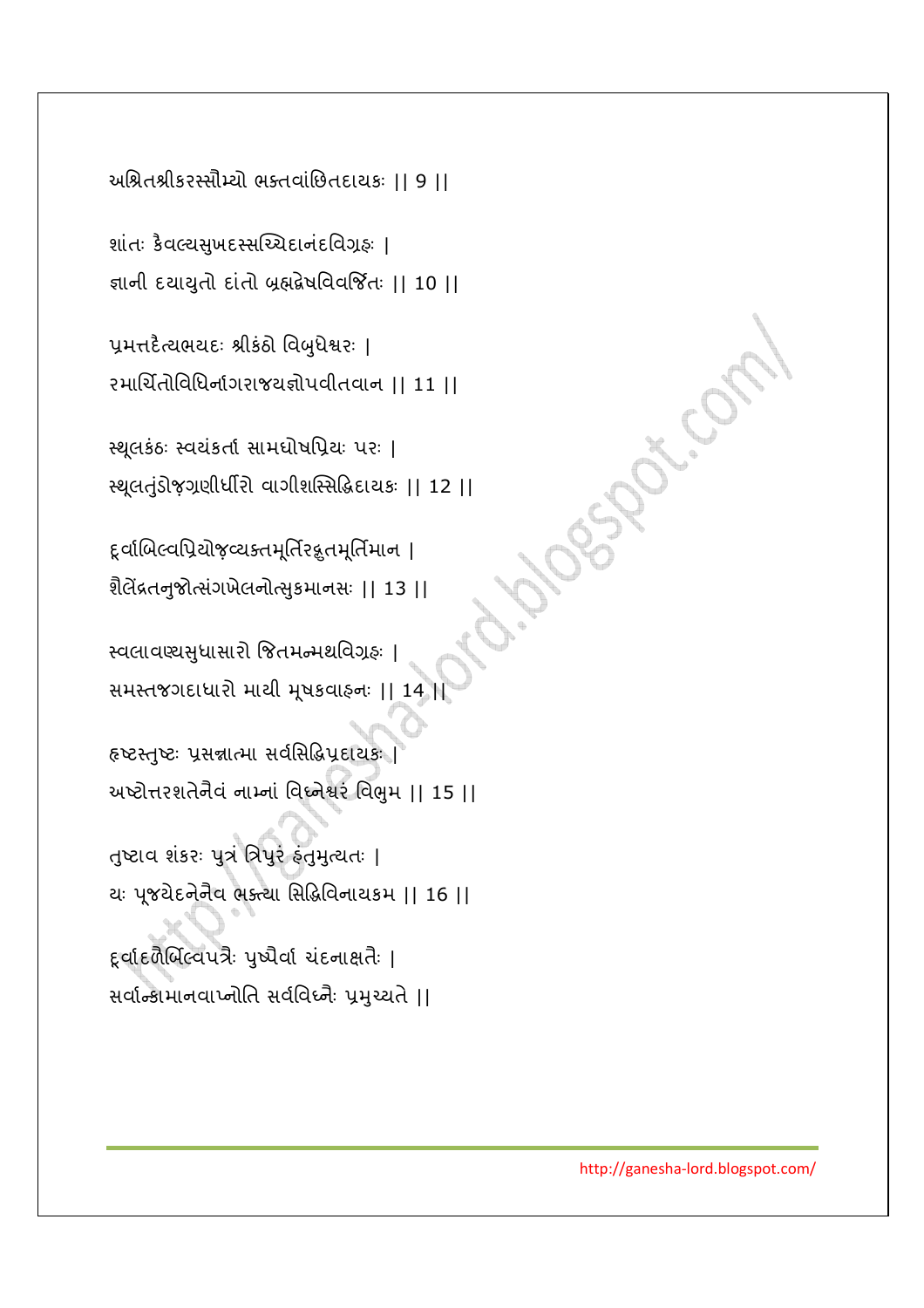અશ્રિતશ્રીકરસ્સૌમ્યો ભક્તવાંછિતદાયકઃ || 9 ||

શાંતઃ કૈવલ્યસુખદસ્સચ્ચિદાનંદવિગ્રહઃ |
જ્ઞાની દયાયુતો દાંતો બ્રહ્મદ્વેષવિવર્જિતઃ || 10 ||

પ્રમત્તદૈત્યભયદઃ શ્રીકંઠો વિબુધેશ્વરઃ |
રમાર્ચિતોવિધિર્નાગરાજયજ્ઞોપવીતવાન || 11 ||

સ્થૂલકંઠઃ સ્વયંકર્તા સામઘોષપ્રિયઃ પરઃ |
સ્થૂલતુંડોઽગ્રણીર્ધીરો વાગીશસ્સિદ્ધિદાયકઃ || 12 ||

દૂર્વાબિલ્વપ્રિયોઽવ્યક્તમૂર્તિરદ્ભુતમૂર્તિમાન |
શૈલેંદ્રતનુજોત્સંગખેલનોત્સુકમાનસઃ || 13 ||

સ્વલાવણ્યસુધાસારો જિતમન્મથવિગ્રહઃ |
સમસ્તજગદાધારો માયી મૂષકવાહનઃ || 14 ||

હૃષ્ટસ્તુષ્ટઃ પ્રસન્નાત્મા સર્વસિદ્ધિપ્રદાયકઃ |
અષ્ટોત્તરશતેનૈવં નામ્નાં વિઘ્નેશ્વરં વિભુમ || 15 ||

તુષ્ટાવ શંકરઃ પુત્રં ત્રિપુરં હંતુમુત્યતઃ |
યઃ પૂજયેદનેનૈવ ભક્ત્યા સિદ્ધિવિનાયકમ || 16 ||

દૂર્વાદળૈર્બિલ્વપત્રૈઃ પુષ્પૈર્વા ચંદનાક્ષતૈઃ |
સર્વાન્કામાનવાપ્નોતિ સર્વવિઘ્નૈઃ પ્રમુચ્યતે ||